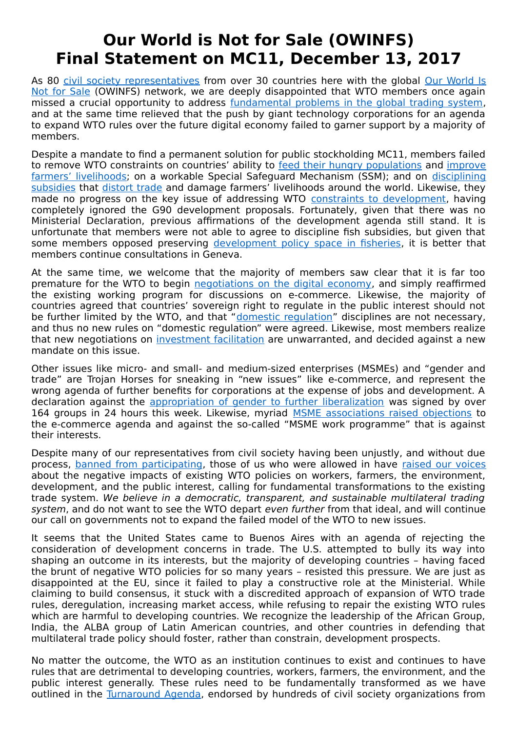# Our World is Not for Sale (OWINFS) Final Statement on MC11, December 13, 2017

As 80 civil society representatives from over 30 countries here with the global Our World Is Not for Sale (OWINFS) network, we are deeply disappointed that WTO members once again missed a crucial opportunity to address fundamental problems in the global trading system, and at the same time relieved that the push by giant technology corporations for an agenda to expand WTO rules over the future digital economy failed to garner support by a majority of members.

Despite a mandate to find a permanent solution for public stockholding MC11, members failed to remove WTO constraints on countries' ability to feed their hungry populations and improve farmers' livelihoods; on a workable Special Safeguard Mechanism (SSM); and on disciplining subsidies that distort trade and damage farmers' livelihoods around the world. Likewise, they made no progress on the key issue of addressing WTO constraints to development, having completely ignored the G90 development proposals. Fortunately, given that there was no Ministerial Declaration, previous affirmations of the development agenda still stand. It is unfortunate that members were not able to agree to discipline fish subsidies, but given that some members opposed preserving development policy space in fisheries, it is better that members continue consultations in Geneva.

At the same time, we welcome that the majority of members saw clear that it is far too premature for the WTO to begin negotiations on the digital economy, and simply reaffirmed the existing working program for discussions on e-commerce. Likewise, the majority of countries agreed that countries' sovereign right to regulate in the public interest should not be further limited by the WTO, and that "domestic regulation" disciplines are not necessary, and thus no new rules on "domestic regulation" were agreed. Likewise, most members realize that new negotiations on investment facilitation are unwarranted, and decided against a new mandate on this issue.

Other issues like micro- and small- and medium-sized enterprises (MSMEs) and "gender and trade" are Trojan Horses for sneaking in "new issues" like e-commerce, and represent the wrong agenda of further benefits for corporations at the expense of jobs and development. A declaration against the appropriation of gender to further liberalization was signed by over 164 groups in 24 hours this week. Likewise, myriad MSME associations raised objections to the e-commerce agenda and against the so-called "MSME work programme" that is against their interests.

Despite many of our representatives from civil society having been unjustly, and without due process, banned from participating, those of us who were allowed in have raised our voices about the negative impacts of existing WTO policies on workers, farmers, the environment, development, and the public interest, calling for fundamental transformations to the existing trade system. *We believe in a democratic, transparent, and sustainable multilateral trading system*, and do not want to see the WTO depart *even further* from that ideal, and will continue our call on governments not to expand the failed model of the WTO to new issues.

It seems that the United States came to Buenos Aires with an agenda of rejecting the consideration of development concerns in trade. The U.S. attempted to bully its way into shaping an outcome in its interests, but the majority of developing countries – having faced the brunt of negative WTO policies for so many years – resisted this pressure. We are just as disappointed at the EU, since it failed to play a constructive role at the Ministerial. While claiming to build consensus, it stuck with a discredited approach of expansion of WTO trade rules, deregulation, increasing market access, while refusing to repair the existing WTO rules which are harmful to developing countries. We recognize the leadership of the African Group, India, the ALBA group of Latin American countries, and other countries in defending that multilateral trade policy should foster, rather than constrain, development prospects.

No matter the outcome, the WTO as an institution continues to exist and continues to have rules that are detrimental to developing countries, workers, farmers, the environment, and the public interest generally. These rules need to be fundamentally transformed as we have outlined in the Turnaround Agenda, endorsed by hundreds of civil society organizations from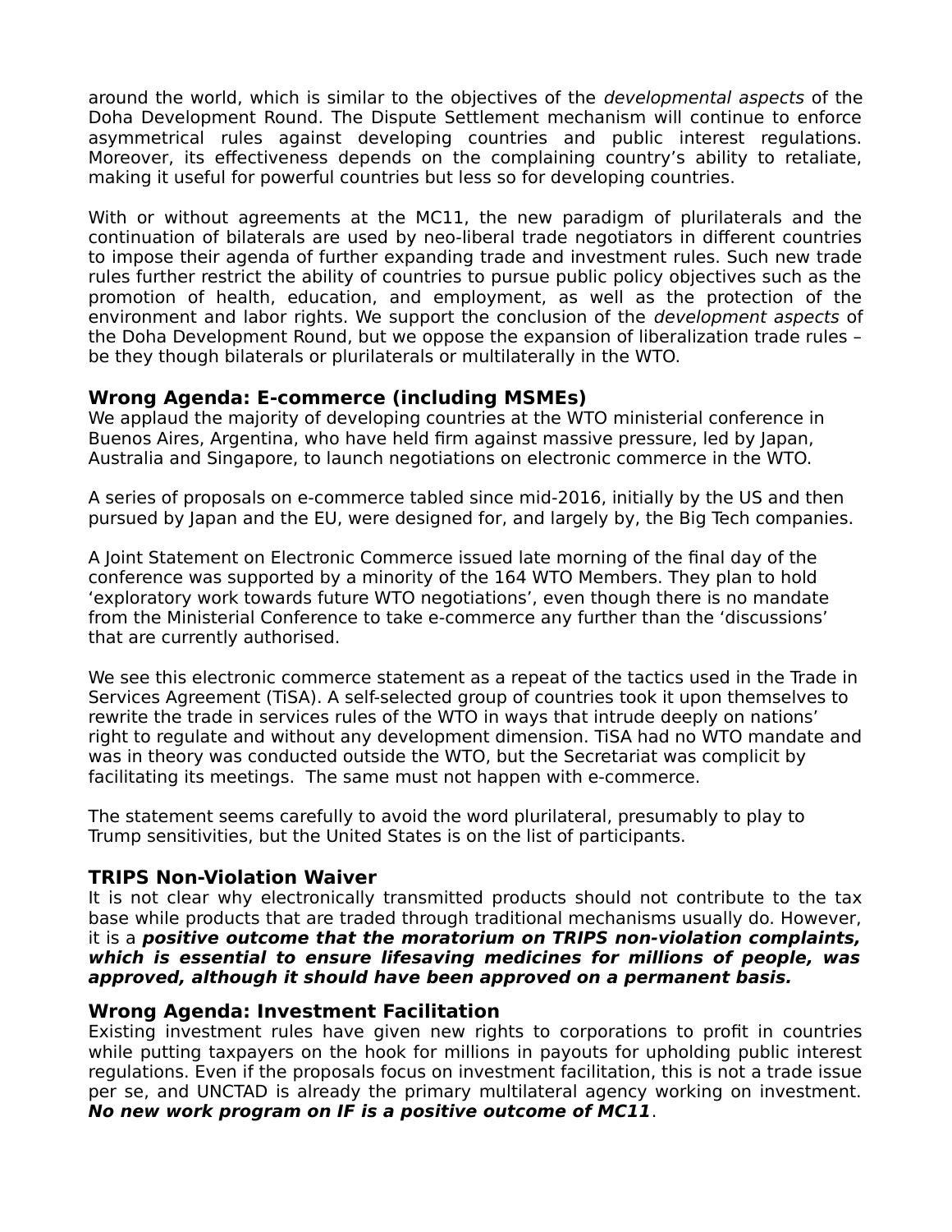around the world, which is similar to the objectives of the *developmental aspects* of the Doha Development Round. The Dispute Settlement mechanism will continue to enforce asymmetrical rules against developing countries and public interest regulations. Moreover, its effectiveness depends on the complaining country's ability to retaliate, making it useful for powerful countries but less so for developing countries.

With or without agreements at the MC11, the new paradigm of plurilaterals and the continuation of bilaterals are used by neo-liberal trade negotiators in different countries to impose their agenda of further expanding trade and investment rules. Such new trade rules further restrict the ability of countries to pursue public policy objectives such as the promotion of health, education, and employment, as well as the protection of the environment and labor rights. We support the conclusion of the *development aspects* of the Doha Development Round, but we oppose the expansion of liberalization trade rules – be they though bilaterals or plurilaterals or multilaterally in the WTO.

### Wrong Agenda: E-commerce (including MSMEs)

We applaud the majority of developing countries at the WTO ministerial conference in Buenos Aires, Argentina, who have held firm against massive pressure, led by Japan, Australia and Singapore, to launch negotiations on electronic commerce in the WTO.

A series of proposals on e-commerce tabled since mid-2016, initially by the US and then pursued by Japan and the EU, were designed for, and largely by, the Big Tech companies.

A Joint Statement on Electronic Commerce issued late morning of the final day of the conference was supported by a minority of the 164 WTO Members. They plan to hold 'exploratory work towards future WTO negotiations', even though there is no mandate from the Ministerial Conference to take e-commerce any further than the 'discussions' that are currently authorised.

We see this electronic commerce statement as a repeat of the tactics used in the Trade in Services Agreement (TiSA). A self-selected group of countries took it upon themselves to rewrite the trade in services rules of the WTO in ways that intrude deeply on nations' right to regulate and without any development dimension. TiSA had no WTO mandate and was in theory was conducted outside the WTO, but the Secretariat was complicit by facilitating its meetings. The same must not happen with e-commerce.

The statement seems carefully to avoid the word plurilateral, presumably to play to Trump sensitivities, but the United States is on the list of participants.

### TRIPS Non-Violation Waiver

It is not clear why electronically transmitted products should not contribute to the tax base while products that are traded through traditional mechanisms usually do. However, it is a ***positive outcome that the moratorium on TRIPS non-violation complaints, which is essential to ensure lifesaving medicines for millions of people, was approved, although it should have been approved on a permanent basis.***

### Wrong Agenda: Investment Facilitation

Existing investment rules have given new rights to corporations to profit in countries while putting taxpayers on the hook for millions in payouts for upholding public interest regulations. Even if the proposals focus on investment facilitation, this is not a trade issue per se, and UNCTAD is already the primary multilateral agency working on investment. ***No new work program on IF is a positive outcome of MC11***.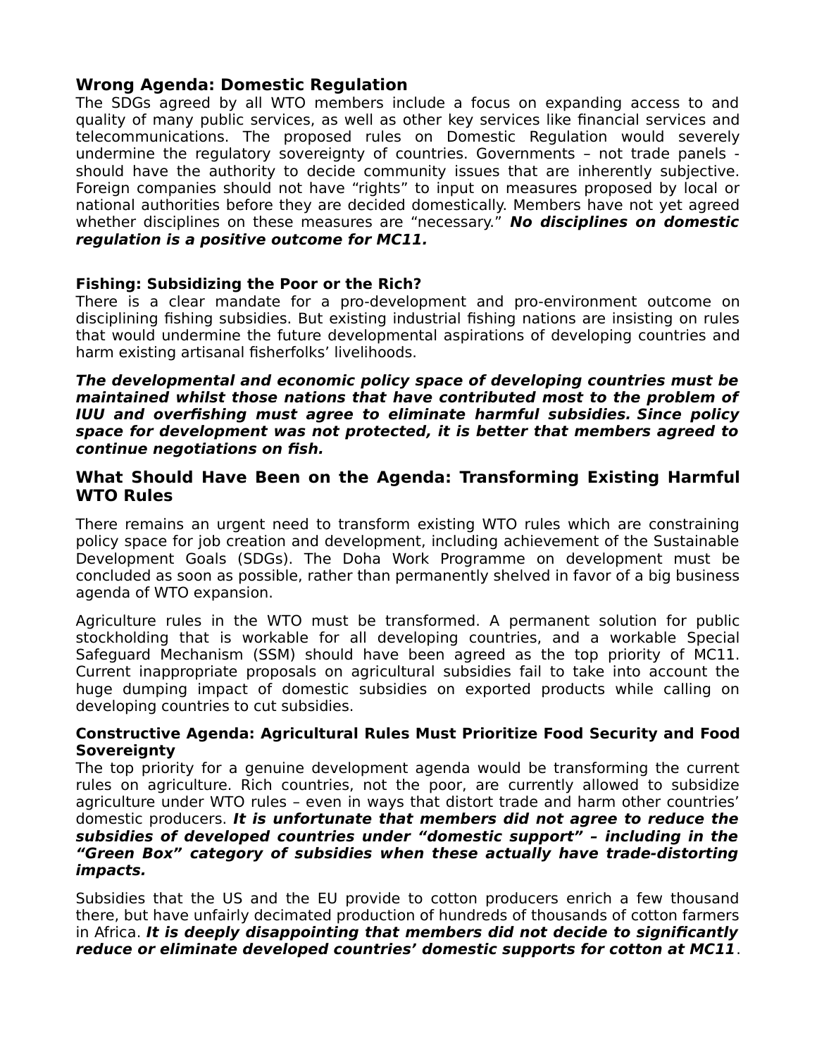### Wrong Agenda: Domestic Regulation

The SDGs agreed by all WTO members include a focus on expanding access to and quality of many public services, as well as other key services like financial services and telecommunications. The proposed rules on Domestic Regulation would severely undermine the regulatory sovereignty of countries. Governments – not trade panels - should have the authority to decide community issues that are inherently subjective. Foreign companies should not have "rights" to input on measures proposed by local or national authorities before they are decided domestically. Members have not yet agreed whether disciplines on these measures are "necessary." ***No disciplines on domestic regulation is a positive outcome for MC11.***

#### Fishing: Subsidizing the Poor or the Rich?

There is a clear mandate for a pro-development and pro-environment outcome on disciplining fishing subsidies. But existing industrial fishing nations are insisting on rules that would undermine the future developmental aspirations of developing countries and harm existing artisanal fisherfolks' livelihoods.

***The developmental and economic policy space of developing countries must be maintained whilst those nations that have contributed most to the problem of IUU and overfishing must agree to eliminate harmful subsidies. Since policy space for development was not protected, it is better that members agreed to continue negotiations on fish.***

### What Should Have Been on the Agenda: Transforming Existing Harmful WTO Rules

There remains an urgent need to transform existing WTO rules which are constraining policy space for job creation and development, including achievement of the Sustainable Development Goals (SDGs). The Doha Work Programme on development must be concluded as soon as possible, rather than permanently shelved in favor of a big business agenda of WTO expansion.

Agriculture rules in the WTO must be transformed. A permanent solution for public stockholding that is workable for all developing countries, and a workable Special Safeguard Mechanism (SSM) should have been agreed as the top priority of MC11. Current inappropriate proposals on agricultural subsidies fail to take into account the huge dumping impact of domestic subsidies on exported products while calling on developing countries to cut subsidies.

#### Constructive Agenda: Agricultural Rules Must Prioritize Food Security and Food Sovereignty

The top priority for a genuine development agenda would be transforming the current rules on agriculture. Rich countries, not the poor, are currently allowed to subsidize agriculture under WTO rules – even in ways that distort trade and harm other countries' domestic producers. ***It is unfortunate that members did not agree to reduce the subsidies of developed countries under "domestic support" – including in the "Green Box" category of subsidies when these actually have trade-distorting impacts.***

Subsidies that the US and the EU provide to cotton producers enrich a few thousand there, but have unfairly decimated production of hundreds of thousands of cotton farmers in Africa. ***It is deeply disappointing that members did not decide to significantly reduce or eliminate developed countries' domestic supports for cotton at MC11***.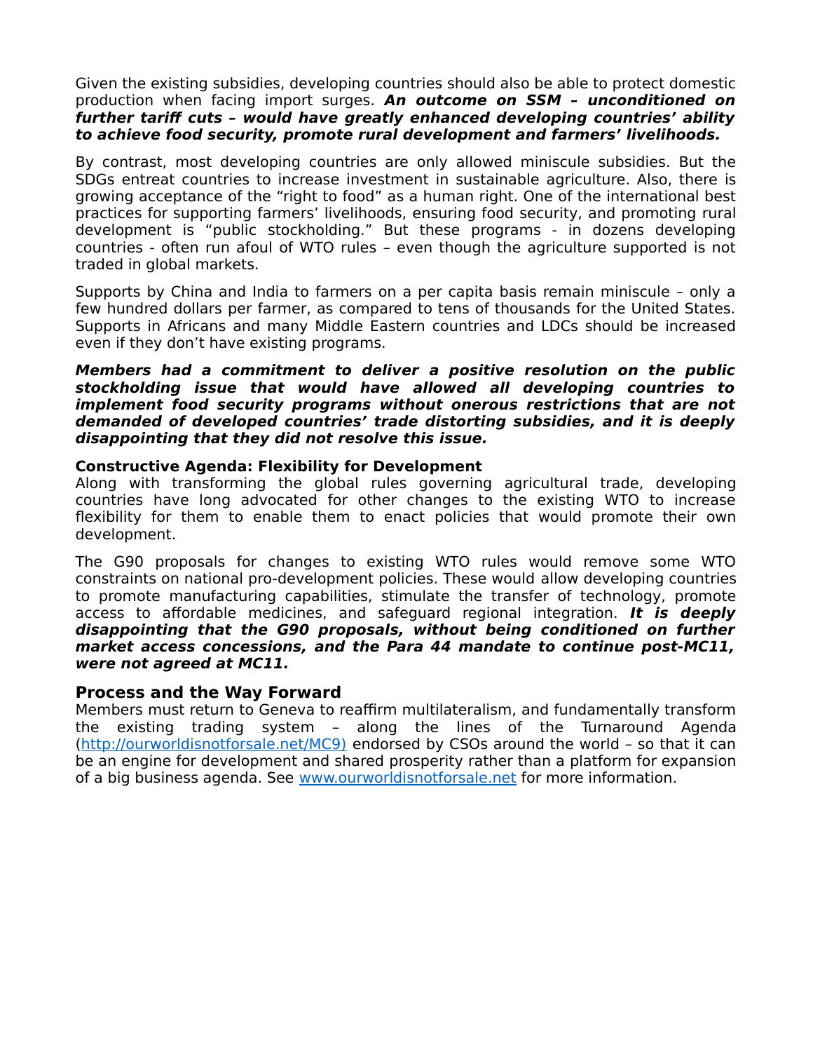Given the existing subsidies, developing countries should also be able to protect domestic production when facing import surges. ***An outcome on SSM – unconditioned on further tariff cuts – would have greatly enhanced developing countries' ability to achieve food security, promote rural development and farmers' livelihoods.***

By contrast, most developing countries are only allowed miniscule subsidies. But the SDGs entreat countries to increase investment in sustainable agriculture. Also, there is growing acceptance of the "right to food" as a human right. One of the international best practices for supporting farmers' livelihoods, ensuring food security, and promoting rural development is "public stockholding." But these programs - in dozens developing countries - often run afoul of WTO rules – even though the agriculture supported is not traded in global markets.

Supports by China and India to farmers on a per capita basis remain miniscule – only a few hundred dollars per farmer, as compared to tens of thousands for the United States. Supports in Africans and many Middle Eastern countries and LDCs should be increased even if they don't have existing programs.

***Members had a commitment to deliver a positive resolution on the public stockholding issue that would have allowed all developing countries to implement food security programs without onerous restrictions that are not demanded of developed countries' trade distorting subsidies, and it is deeply disappointing that they did not resolve this issue.***

**Constructive Agenda: Flexibility for Development**

Along with transforming the global rules governing agricultural trade, developing countries have long advocated for other changes to the existing WTO to increase flexibility for them to enable them to enact policies that would promote their own development.

The G90 proposals for changes to existing WTO rules would remove some WTO constraints on national pro-development policies. These would allow developing countries to promote manufacturing capabilities, stimulate the transfer of technology, promote access to affordable medicines, and safeguard regional integration. ***It is deeply disappointing that the G90 proposals, without being conditioned on further market access concessions, and the Para 44 mandate to continue post-MC11, were not agreed at MC11.***

## Process and the Way Forward

Members must return to Geneva to reaffirm multilateralism, and fundamentally transform the existing trading system – along the lines of the Turnaround Agenda (http://ourworldisnotforsale.net/MC9) endorsed by CSOs around the world – so that it can be an engine for development and shared prosperity rather than a platform for expansion of a big business agenda. See www.ourworldisnotforsale.net for more information.